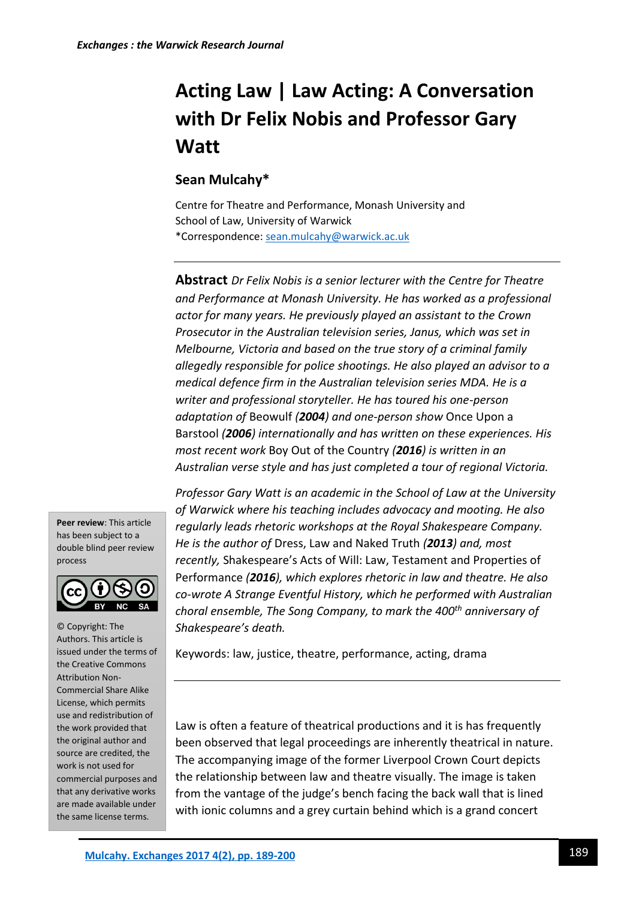# Acting Law | Law Acting: A Conversation with Dr Felix Nobis and Professor Gary Watt

## Sean Mulcahy*

Centre for Theatre and Performance, Monash University and
School of Law, University of Warwick
*Correspondence: sean.mulcahy@warwick.ac.uk

**Abstract** *Dr Felix Nobis is a senior lecturer with the Centre for Theatre and Performance at Monash University. He has worked as a professional actor for many years. He previously played an assistant to the Crown Prosecutor in the Australian television series, Janus, which was set in Melbourne, Victoria and based on the true story of a criminal family allegedly responsible for police shootings. He also played an advisor to a medical defence firm in the Australian television series MDA. He is a writer and professional storyteller. He has toured his one-person adaptation of* Beowulf *(**2004**) and one-person show* Once Upon a Barstool *(**2006**) internationally and has written on these experiences. His most recent work* Boy Out of the Country *(**2016**) is written in an Australian verse style and has just completed a tour of regional Victoria.*

*Professor Gary Watt is an academic in the School of Law at the University of Warwick where his teaching includes advocacy and mooting. He also regularly leads rhetoric workshops at the Royal Shakespeare Company. He is the author of* Dress, Law and Naked Truth *(**2013**) and, most recently,* Shakespeare's Acts of Will: Law, Testament and Properties of Performance *(**2016**), which explores rhetoric in law and theatre. He also co-wrote A Strange Eventful History, which he performed with Australian choral ensemble, The Song Company, to mark the 400th anniversary of Shakespeare's death.*

Keywords: law, justice, theatre, performance, acting, drama

**Peer review**: This article has been subject to a double blind peer review process

© Copyright: The Authors. This article is issued under the terms of the Creative Commons Attribution Non-Commercial Share Alike License, which permits use and redistribution of the work provided that the original author and source are credited, the work is not used for commercial purposes and that any derivative works are made available under the same license terms.

Law is often a feature of theatrical productions and it is has frequently been observed that legal proceedings are inherently theatrical in nature. The accompanying image of the former Liverpool Crown Court depicts the relationship between law and theatre visually. The image is taken from the vantage of the judge's bench facing the back wall that is lined with ionic columns and a grey curtain behind which is a grand concert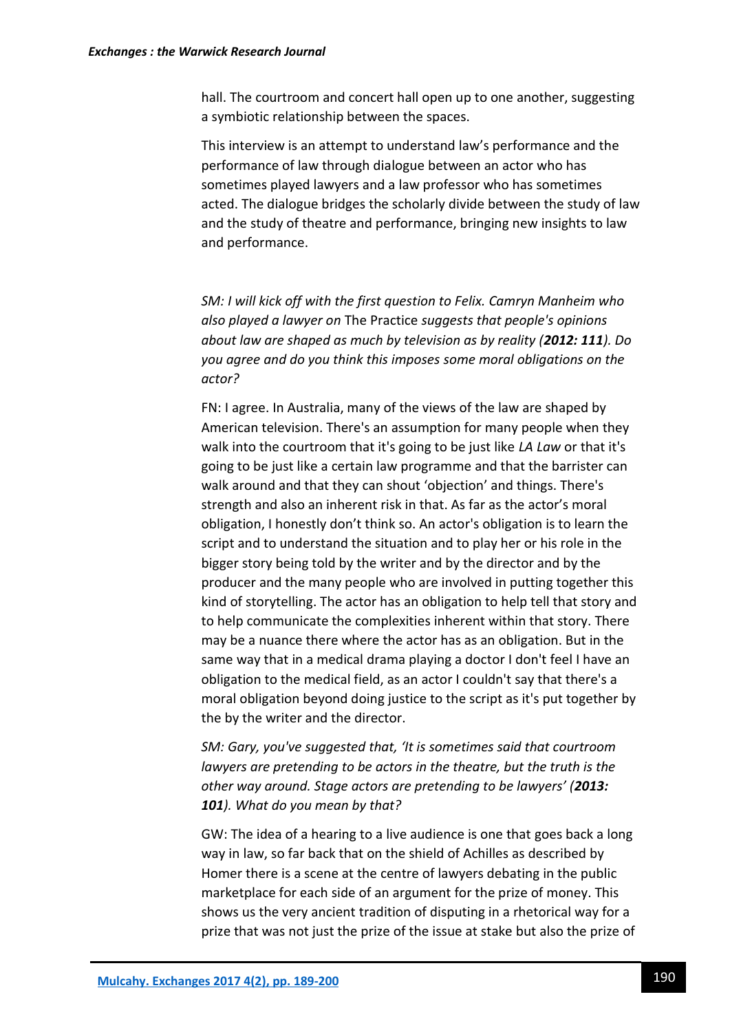hall. The courtroom and concert hall open up to one another, suggesting a symbiotic relationship between the spaces.

This interview is an attempt to understand law's performance and the performance of law through dialogue between an actor who has sometimes played lawyers and a law professor who has sometimes acted. The dialogue bridges the scholarly divide between the study of law and the study of theatre and performance, bringing new insights to law and performance.

*SM: I will kick off with the first question to Felix. Camryn Manheim who also played a lawyer on* The Practice *suggests that people's opinions about law are shaped as much by television as by reality (**2012: 111**). Do you agree and do you think this imposes some moral obligations on the actor?*

FN: I agree. In Australia, many of the views of the law are shaped by American television. There's an assumption for many people when they walk into the courtroom that it's going to be just like *LA Law* or that it's going to be just like a certain law programme and that the barrister can walk around and that they can shout 'objection' and things. There's strength and also an inherent risk in that. As far as the actor's moral obligation, I honestly don't think so. An actor's obligation is to learn the script and to understand the situation and to play her or his role in the bigger story being told by the writer and by the director and by the producer and the many people who are involved in putting together this kind of storytelling. The actor has an obligation to help tell that story and to help communicate the complexities inherent within that story. There may be a nuance there where the actor has as an obligation. But in the same way that in a medical drama playing a doctor I don't feel I have an obligation to the medical field, as an actor I couldn't say that there's a moral obligation beyond doing justice to the script as it's put together by the by the writer and the director.

*SM: Gary, you've suggested that, 'It is sometimes said that courtroom lawyers are pretending to be actors in the theatre, but the truth is the other way around. Stage actors are pretending to be lawyers' (**2013: 101**). What do you mean by that?*

GW: The idea of a hearing to a live audience is one that goes back a long way in law, so far back that on the shield of Achilles as described by Homer there is a scene at the centre of lawyers debating in the public marketplace for each side of an argument for the prize of money. This shows us the very ancient tradition of disputing in a rhetorical way for a prize that was not just the prize of the issue at stake but also the prize of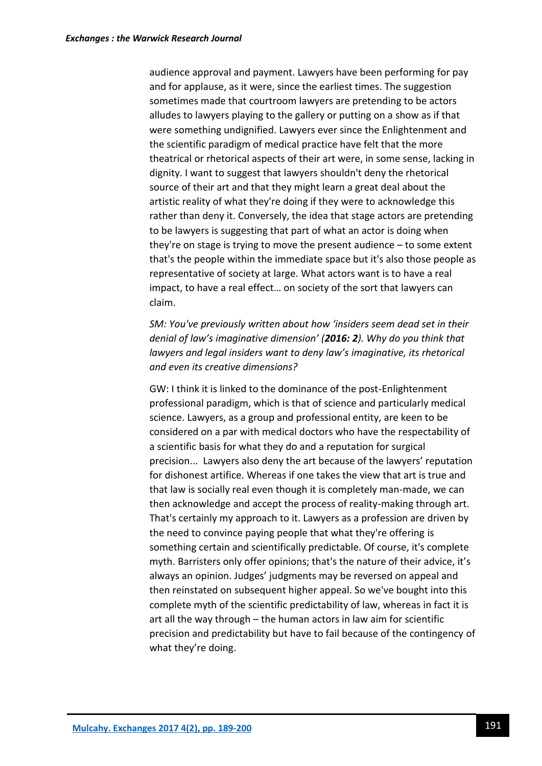audience approval and payment. Lawyers have been performing for pay and for applause, as it were, since the earliest times. The suggestion sometimes made that courtroom lawyers are pretending to be actors alludes to lawyers playing to the gallery or putting on a show as if that were something undignified. Lawyers ever since the Enlightenment and the scientific paradigm of medical practice have felt that the more theatrical or rhetorical aspects of their art were, in some sense, lacking in dignity. I want to suggest that lawyers shouldn't deny the rhetorical source of their art and that they might learn a great deal about the artistic reality of what they're doing if they were to acknowledge this rather than deny it. Conversely, the idea that stage actors are pretending to be lawyers is suggesting that part of what an actor is doing when they're on stage is trying to move the present audience – to some extent that's the people within the immediate space but it's also those people as representative of society at large. What actors want is to have a real impact, to have a real effect… on society of the sort that lawyers can claim.

*SM: You've previously written about how 'insiders seem dead set in their denial of law's imaginative dimension' (**2016: 2**). Why do you think that lawyers and legal insiders want to deny law's imaginative, its rhetorical and even its creative dimensions?*

GW: I think it is linked to the dominance of the post-Enlightenment professional paradigm, which is that of science and particularly medical science. Lawyers, as a group and professional entity, are keen to be considered on a par with medical doctors who have the respectability of a scientific basis for what they do and a reputation for surgical precision... Lawyers also deny the art because of the lawyers' reputation for dishonest artifice. Whereas if one takes the view that art is true and that law is socially real even though it is completely man-made, we can then acknowledge and accept the process of reality-making through art. That's certainly my approach to it. Lawyers as a profession are driven by the need to convince paying people that what they're offering is something certain and scientifically predictable. Of course, it's complete myth. Barristers only offer opinions; that's the nature of their advice, it's always an opinion. Judges' judgments may be reversed on appeal and then reinstated on subsequent higher appeal. So we've bought into this complete myth of the scientific predictability of law, whereas in fact it is art all the way through – the human actors in law aim for scientific precision and predictability but have to fail because of the contingency of what they're doing.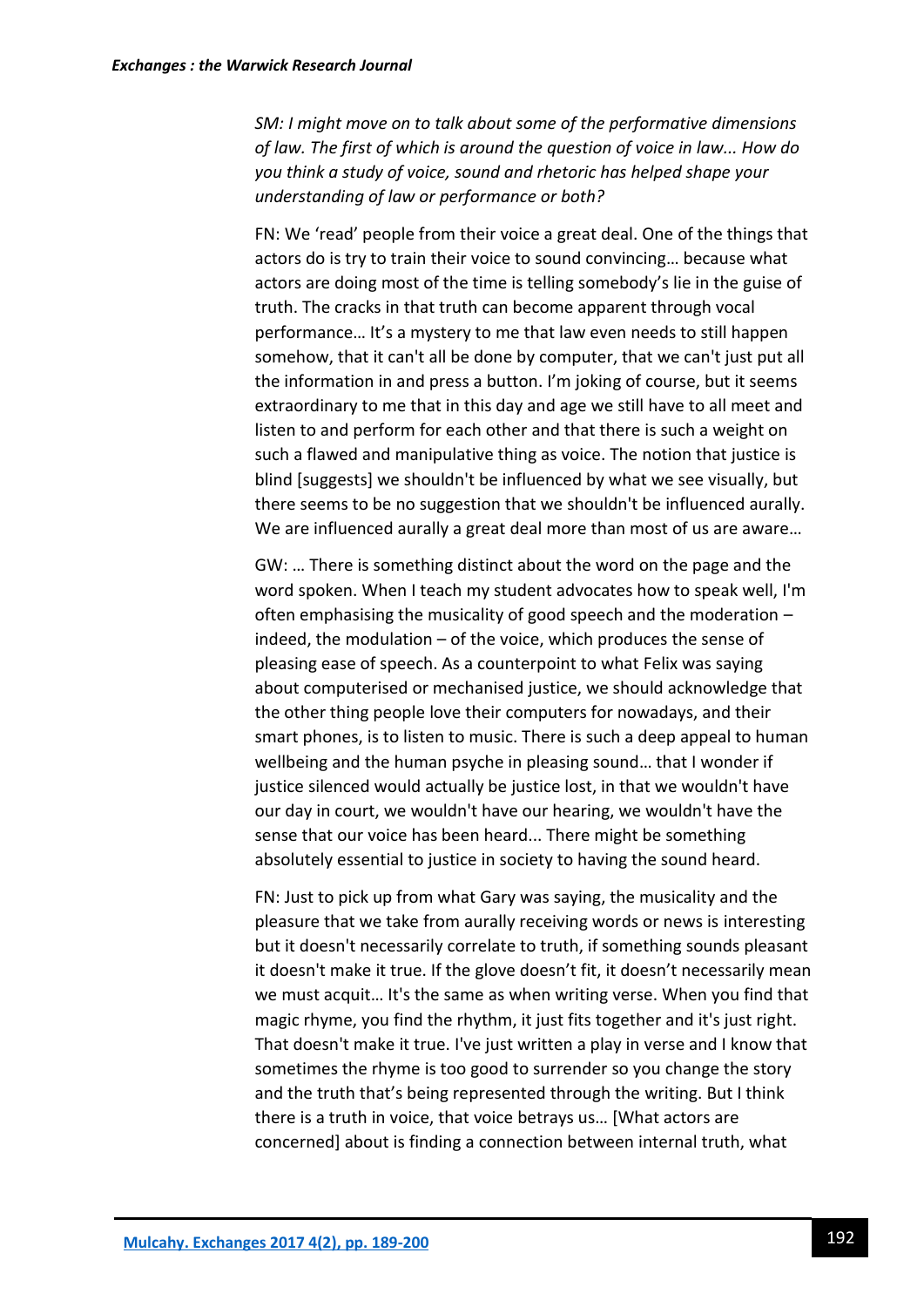*SM: I might move on to talk about some of the performative dimensions of law. The first of which is around the question of voice in law... How do you think a study of voice, sound and rhetoric has helped shape your understanding of law or performance or both?*

FN: We 'read' people from their voice a great deal. One of the things that actors do is try to train their voice to sound convincing… because what actors are doing most of the time is telling somebody's lie in the guise of truth. The cracks in that truth can become apparent through vocal performance… It's a mystery to me that law even needs to still happen somehow, that it can't all be done by computer, that we can't just put all the information in and press a button. I'm joking of course, but it seems extraordinary to me that in this day and age we still have to all meet and listen to and perform for each other and that there is such a weight on such a flawed and manipulative thing as voice. The notion that justice is blind [suggests] we shouldn't be influenced by what we see visually, but there seems to be no suggestion that we shouldn't be influenced aurally. We are influenced aurally a great deal more than most of us are aware…

GW: … There is something distinct about the word on the page and the word spoken. When I teach my student advocates how to speak well, I'm often emphasising the musicality of good speech and the moderation – indeed, the modulation – of the voice, which produces the sense of pleasing ease of speech. As a counterpoint to what Felix was saying about computerised or mechanised justice, we should acknowledge that the other thing people love their computers for nowadays, and their smart phones, is to listen to music. There is such a deep appeal to human wellbeing and the human psyche in pleasing sound… that I wonder if justice silenced would actually be justice lost, in that we wouldn't have our day in court, we wouldn't have our hearing, we wouldn't have the sense that our voice has been heard... There might be something absolutely essential to justice in society to having the sound heard.

FN: Just to pick up from what Gary was saying, the musicality and the pleasure that we take from aurally receiving words or news is interesting but it doesn't necessarily correlate to truth, if something sounds pleasant it doesn't make it true. If the glove doesn't fit, it doesn't necessarily mean we must acquit… It's the same as when writing verse. When you find that magic rhyme, you find the rhythm, it just fits together and it's just right. That doesn't make it true. I've just written a play in verse and I know that sometimes the rhyme is too good to surrender so you change the story and the truth that's being represented through the writing. But I think there is a truth in voice, that voice betrays us… [What actors are concerned] about is finding a connection between internal truth, what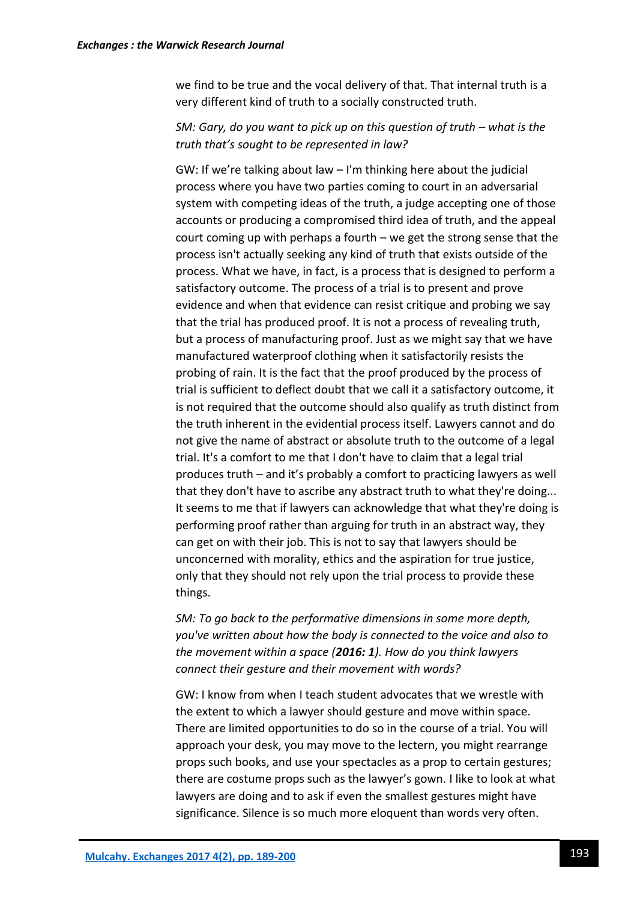we find to be true and the vocal delivery of that. That internal truth is a very different kind of truth to a socially constructed truth.

*SM: Gary, do you want to pick up on this question of truth – what is the truth that's sought to be represented in law?*

GW: If we're talking about law – I'm thinking here about the judicial process where you have two parties coming to court in an adversarial system with competing ideas of the truth, a judge accepting one of those accounts or producing a compromised third idea of truth, and the appeal court coming up with perhaps a fourth – we get the strong sense that the process isn't actually seeking any kind of truth that exists outside of the process. What we have, in fact, is a process that is designed to perform a satisfactory outcome. The process of a trial is to present and prove evidence and when that evidence can resist critique and probing we say that the trial has produced proof. It is not a process of revealing truth, but a process of manufacturing proof. Just as we might say that we have manufactured waterproof clothing when it satisfactorily resists the probing of rain. It is the fact that the proof produced by the process of trial is sufficient to deflect doubt that we call it a satisfactory outcome, it is not required that the outcome should also qualify as truth distinct from the truth inherent in the evidential process itself. Lawyers cannot and do not give the name of abstract or absolute truth to the outcome of a legal trial. It's a comfort to me that I don't have to claim that a legal trial produces truth – and it's probably a comfort to practicing lawyers as well that they don't have to ascribe any abstract truth to what they're doing... It seems to me that if lawyers can acknowledge that what they're doing is performing proof rather than arguing for truth in an abstract way, they can get on with their job. This is not to say that lawyers should be unconcerned with morality, ethics and the aspiration for true justice, only that they should not rely upon the trial process to provide these things.

*SM: To go back to the performative dimensions in some more depth, you've written about how the body is connected to the voice and also to the movement within a space (**2016: 1**). How do you think lawyers connect their gesture and their movement with words?*

GW: I know from when I teach student advocates that we wrestle with the extent to which a lawyer should gesture and move within space. There are limited opportunities to do so in the course of a trial. You will approach your desk, you may move to the lectern, you might rearrange props such books, and use your spectacles as a prop to certain gestures; there are costume props such as the lawyer's gown. I like to look at what lawyers are doing and to ask if even the smallest gestures might have significance. Silence is so much more eloquent than words very often.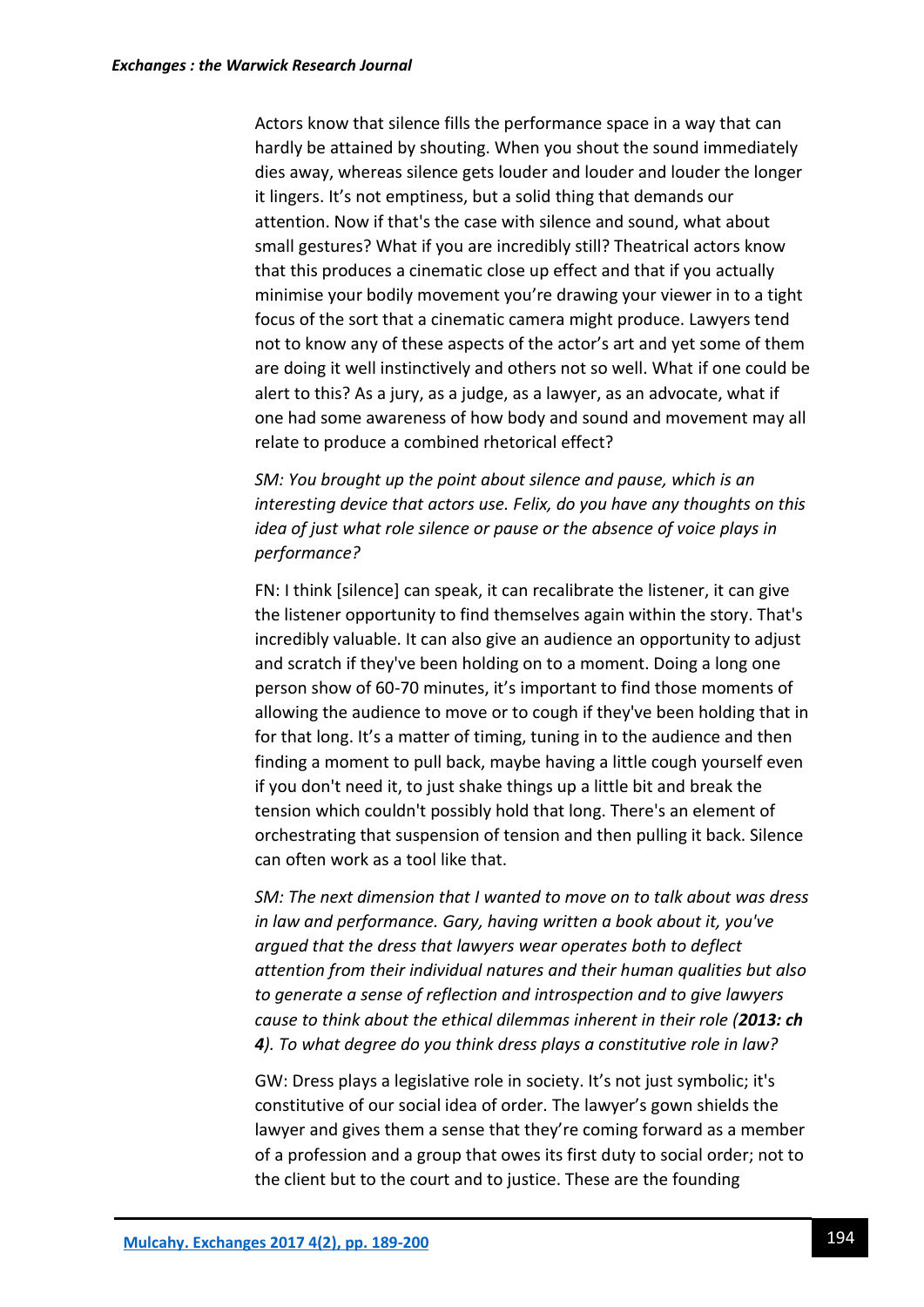Actors know that silence fills the performance space in a way that can hardly be attained by shouting. When you shout the sound immediately dies away, whereas silence gets louder and louder and louder the longer it lingers. It's not emptiness, but a solid thing that demands our attention. Now if that's the case with silence and sound, what about small gestures? What if you are incredibly still? Theatrical actors know that this produces a cinematic close up effect and that if you actually minimise your bodily movement you're drawing your viewer in to a tight focus of the sort that a cinematic camera might produce. Lawyers tend not to know any of these aspects of the actor's art and yet some of them are doing it well instinctively and others not so well. What if one could be alert to this? As a jury, as a judge, as a lawyer, as an advocate, what if one had some awareness of how body and sound and movement may all relate to produce a combined rhetorical effect?

*SM: You brought up the point about silence and pause, which is an interesting device that actors use. Felix, do you have any thoughts on this idea of just what role silence or pause or the absence of voice plays in performance?*

FN: I think [silence] can speak, it can recalibrate the listener, it can give the listener opportunity to find themselves again within the story. That's incredibly valuable. It can also give an audience an opportunity to adjust and scratch if they've been holding on to a moment. Doing a long one person show of 60-70 minutes, it's important to find those moments of allowing the audience to move or to cough if they've been holding that in for that long. It's a matter of timing, tuning in to the audience and then finding a moment to pull back, maybe having a little cough yourself even if you don't need it, to just shake things up a little bit and break the tension which couldn't possibly hold that long. There's an element of orchestrating that suspension of tension and then pulling it back. Silence can often work as a tool like that.

*SM: The next dimension that I wanted to move on to talk about was dress in law and performance. Gary, having written a book about it, you've argued that the dress that lawyers wear operates both to deflect attention from their individual natures and their human qualities but also to generate a sense of reflection and introspection and to give lawyers cause to think about the ethical dilemmas inherent in their role (**2013: ch 4**). To what degree do you think dress plays a constitutive role in law?*

GW: Dress plays a legislative role in society. It's not just symbolic; it's constitutive of our social idea of order. The lawyer's gown shields the lawyer and gives them a sense that they're coming forward as a member of a profession and a group that owes its first duty to social order; not to the client but to the court and to justice. These are the founding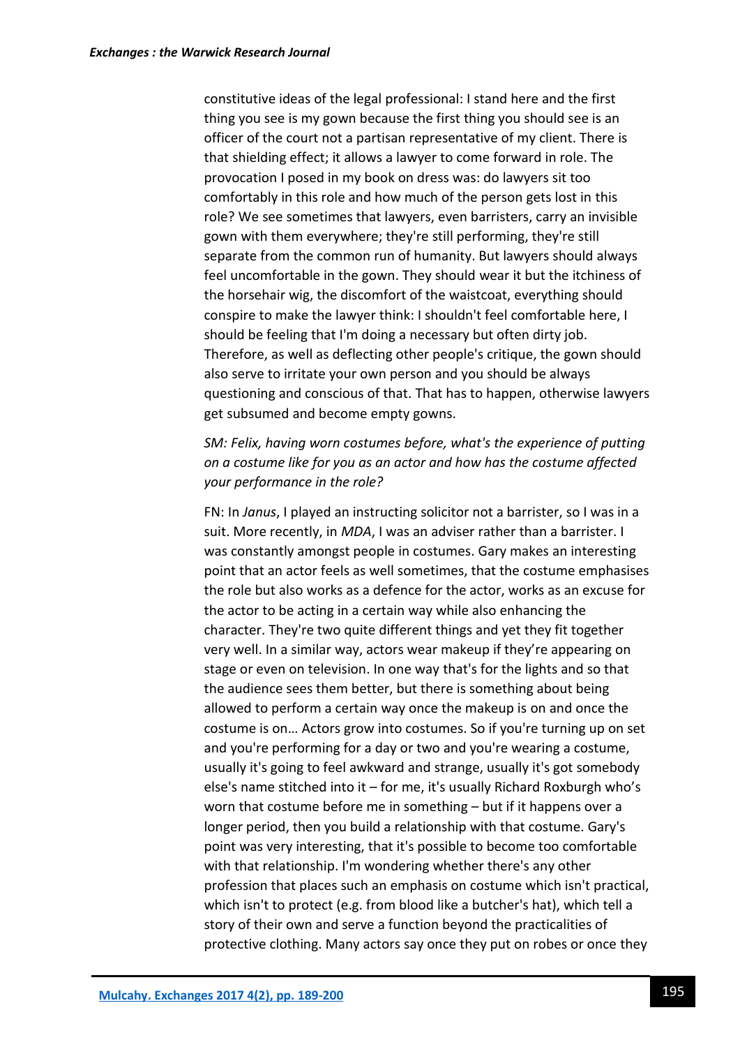constitutive ideas of the legal professional: I stand here and the first thing you see is my gown because the first thing you should see is an officer of the court not a partisan representative of my client. There is that shielding effect; it allows a lawyer to come forward in role. The provocation I posed in my book on dress was: do lawyers sit too comfortably in this role and how much of the person gets lost in this role? We see sometimes that lawyers, even barristers, carry an invisible gown with them everywhere; they're still performing, they're still separate from the common run of humanity. But lawyers should always feel uncomfortable in the gown. They should wear it but the itchiness of the horsehair wig, the discomfort of the waistcoat, everything should conspire to make the lawyer think: I shouldn't feel comfortable here, I should be feeling that I'm doing a necessary but often dirty job. Therefore, as well as deflecting other people's critique, the gown should also serve to irritate your own person and you should be always questioning and conscious of that. That has to happen, otherwise lawyers get subsumed and become empty gowns.

*SM: Felix, having worn costumes before, what's the experience of putting on a costume like for you as an actor and how has the costume affected your performance in the role?*

FN: In *Janus*, I played an instructing solicitor not a barrister, so I was in a suit. More recently, in *MDA*, I was an adviser rather than a barrister. I was constantly amongst people in costumes. Gary makes an interesting point that an actor feels as well sometimes, that the costume emphasises the role but also works as a defence for the actor, works as an excuse for the actor to be acting in a certain way while also enhancing the character. They're two quite different things and yet they fit together very well. In a similar way, actors wear makeup if they're appearing on stage or even on television. In one way that's for the lights and so that the audience sees them better, but there is something about being allowed to perform a certain way once the makeup is on and once the costume is on… Actors grow into costumes. So if you're turning up on set and you're performing for a day or two and you're wearing a costume, usually it's going to feel awkward and strange, usually it's got somebody else's name stitched into it – for me, it's usually Richard Roxburgh who's worn that costume before me in something – but if it happens over a longer period, then you build a relationship with that costume. Gary's point was very interesting, that it's possible to become too comfortable with that relationship. I'm wondering whether there's any other profession that places such an emphasis on costume which isn't practical, which isn't to protect (e.g. from blood like a butcher's hat), which tell a story of their own and serve a function beyond the practicalities of protective clothing. Many actors say once they put on robes or once they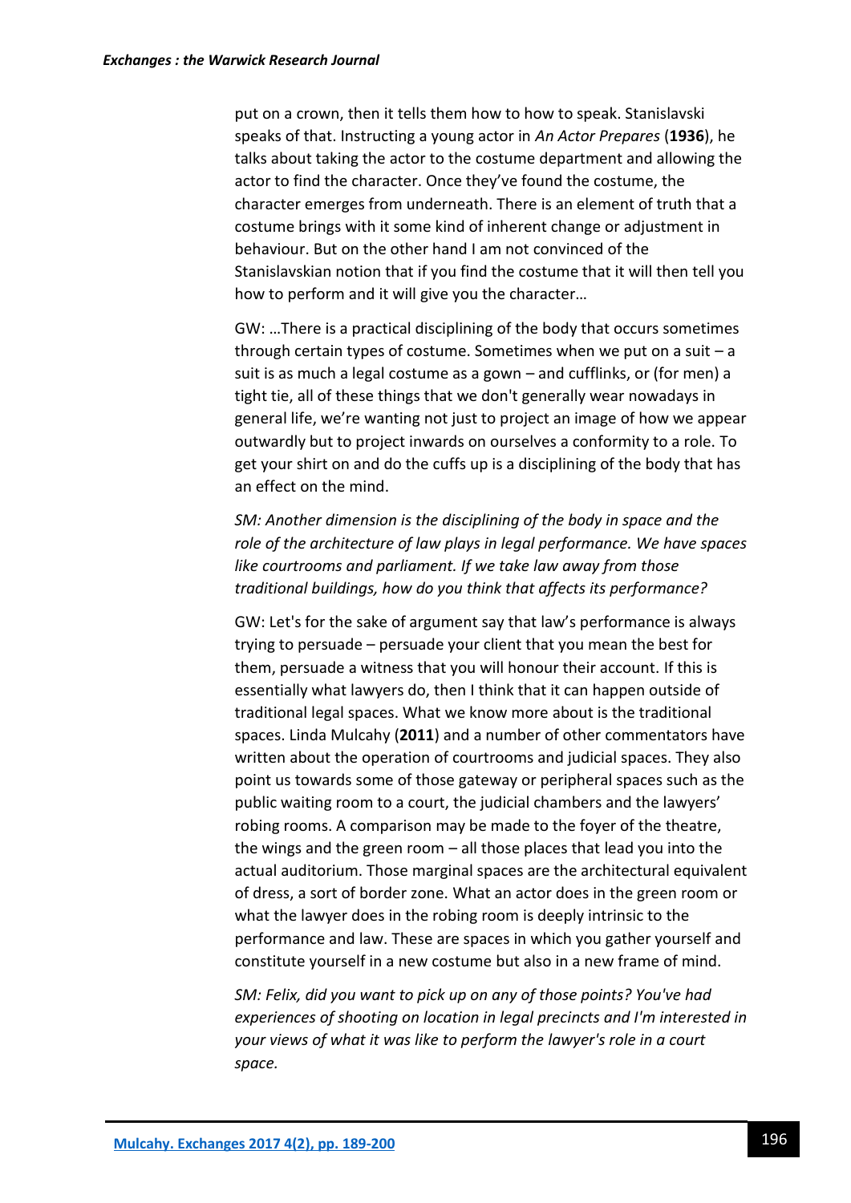put on a crown, then it tells them how to how to speak. Stanislavski speaks of that. Instructing a young actor in *An Actor Prepares* (**1936**), he talks about taking the actor to the costume department and allowing the actor to find the character. Once they've found the costume, the character emerges from underneath. There is an element of truth that a costume brings with it some kind of inherent change or adjustment in behaviour. But on the other hand I am not convinced of the Stanislavskian notion that if you find the costume that it will then tell you how to perform and it will give you the character…

GW: …There is a practical disciplining of the body that occurs sometimes through certain types of costume. Sometimes when we put on a suit – a suit is as much a legal costume as a gown – and cufflinks, or (for men) a tight tie, all of these things that we don't generally wear nowadays in general life, we're wanting not just to project an image of how we appear outwardly but to project inwards on ourselves a conformity to a role. To get your shirt on and do the cuffs up is a disciplining of the body that has an effect on the mind.

*SM: Another dimension is the disciplining of the body in space and the role of the architecture of law plays in legal performance. We have spaces like courtrooms and parliament. If we take law away from those traditional buildings, how do you think that affects its performance?*

GW: Let's for the sake of argument say that law's performance is always trying to persuade – persuade your client that you mean the best for them, persuade a witness that you will honour their account. If this is essentially what lawyers do, then I think that it can happen outside of traditional legal spaces. What we know more about is the traditional spaces. Linda Mulcahy (**2011**) and a number of other commentators have written about the operation of courtrooms and judicial spaces. They also point us towards some of those gateway or peripheral spaces such as the public waiting room to a court, the judicial chambers and the lawyers' robing rooms. A comparison may be made to the foyer of the theatre, the wings and the green room – all those places that lead you into the actual auditorium. Those marginal spaces are the architectural equivalent of dress, a sort of border zone. What an actor does in the green room or what the lawyer does in the robing room is deeply intrinsic to the performance and law. These are spaces in which you gather yourself and constitute yourself in a new costume but also in a new frame of mind.

*SM: Felix, did you want to pick up on any of those points? You've had experiences of shooting on location in legal precincts and I'm interested in your views of what it was like to perform the lawyer's role in a court space.*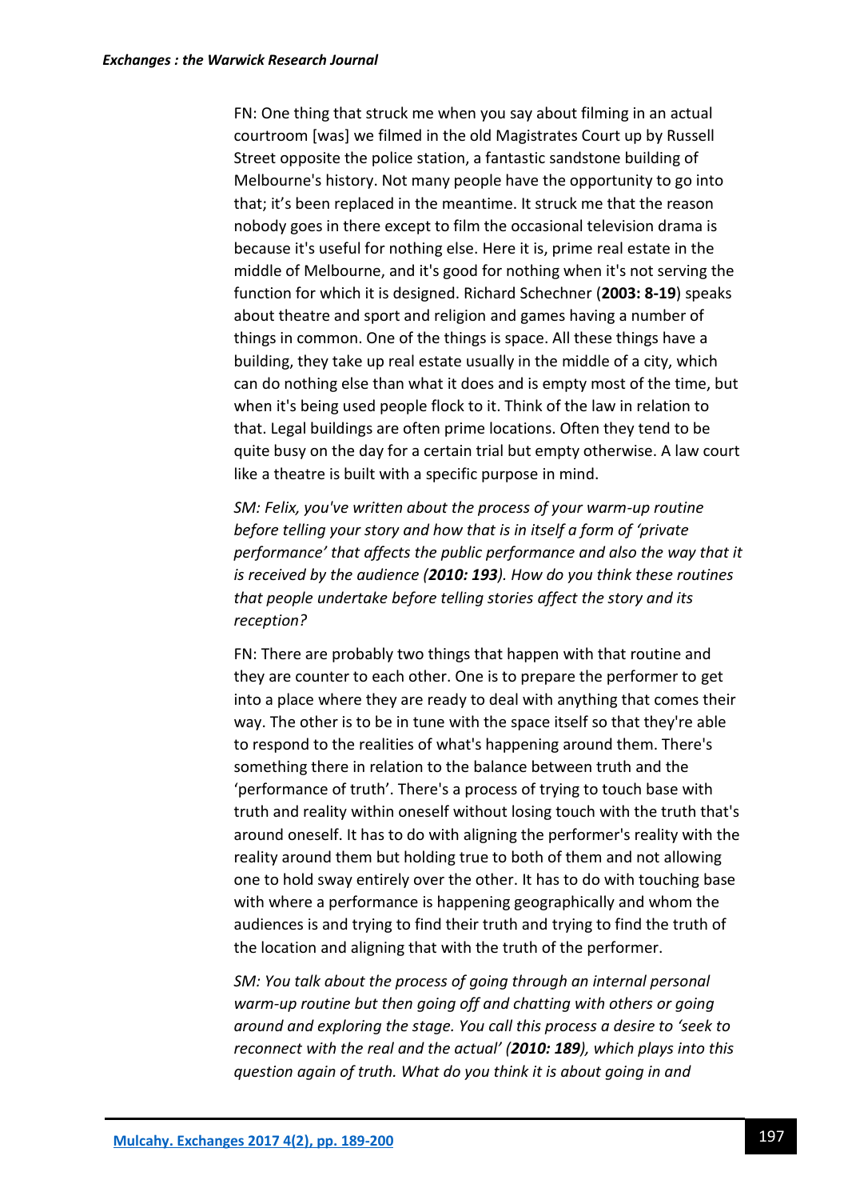FN: One thing that struck me when you say about filming in an actual courtroom [was] we filmed in the old Magistrates Court up by Russell Street opposite the police station, a fantastic sandstone building of Melbourne's history. Not many people have the opportunity to go into that; it's been replaced in the meantime. It struck me that the reason nobody goes in there except to film the occasional television drama is because it's useful for nothing else. Here it is, prime real estate in the middle of Melbourne, and it's good for nothing when it's not serving the function for which it is designed. Richard Schechner (**2003: 8-19**) speaks about theatre and sport and religion and games having a number of things in common. One of the things is space. All these things have a building, they take up real estate usually in the middle of a city, which can do nothing else than what it does and is empty most of the time, but when it's being used people flock to it. Think of the law in relation to that. Legal buildings are often prime locations. Often they tend to be quite busy on the day for a certain trial but empty otherwise. A law court like a theatre is built with a specific purpose in mind.

*SM: Felix, you've written about the process of your warm-up routine before telling your story and how that is in itself a form of 'private performance' that affects the public performance and also the way that it is received by the audience (**2010: 193**). How do you think these routines that people undertake before telling stories affect the story and its reception?*

FN: There are probably two things that happen with that routine and they are counter to each other. One is to prepare the performer to get into a place where they are ready to deal with anything that comes their way. The other is to be in tune with the space itself so that they're able to respond to the realities of what's happening around them. There's something there in relation to the balance between truth and the 'performance of truth'. There's a process of trying to touch base with truth and reality within oneself without losing touch with the truth that's around oneself. It has to do with aligning the performer's reality with the reality around them but holding true to both of them and not allowing one to hold sway entirely over the other. It has to do with touching base with where a performance is happening geographically and whom the audiences is and trying to find their truth and trying to find the truth of the location and aligning that with the truth of the performer.

*SM: You talk about the process of going through an internal personal warm-up routine but then going off and chatting with others or going around and exploring the stage. You call this process a desire to 'seek to reconnect with the real and the actual' (**2010: 189**), which plays into this question again of truth. What do you think it is about going in and*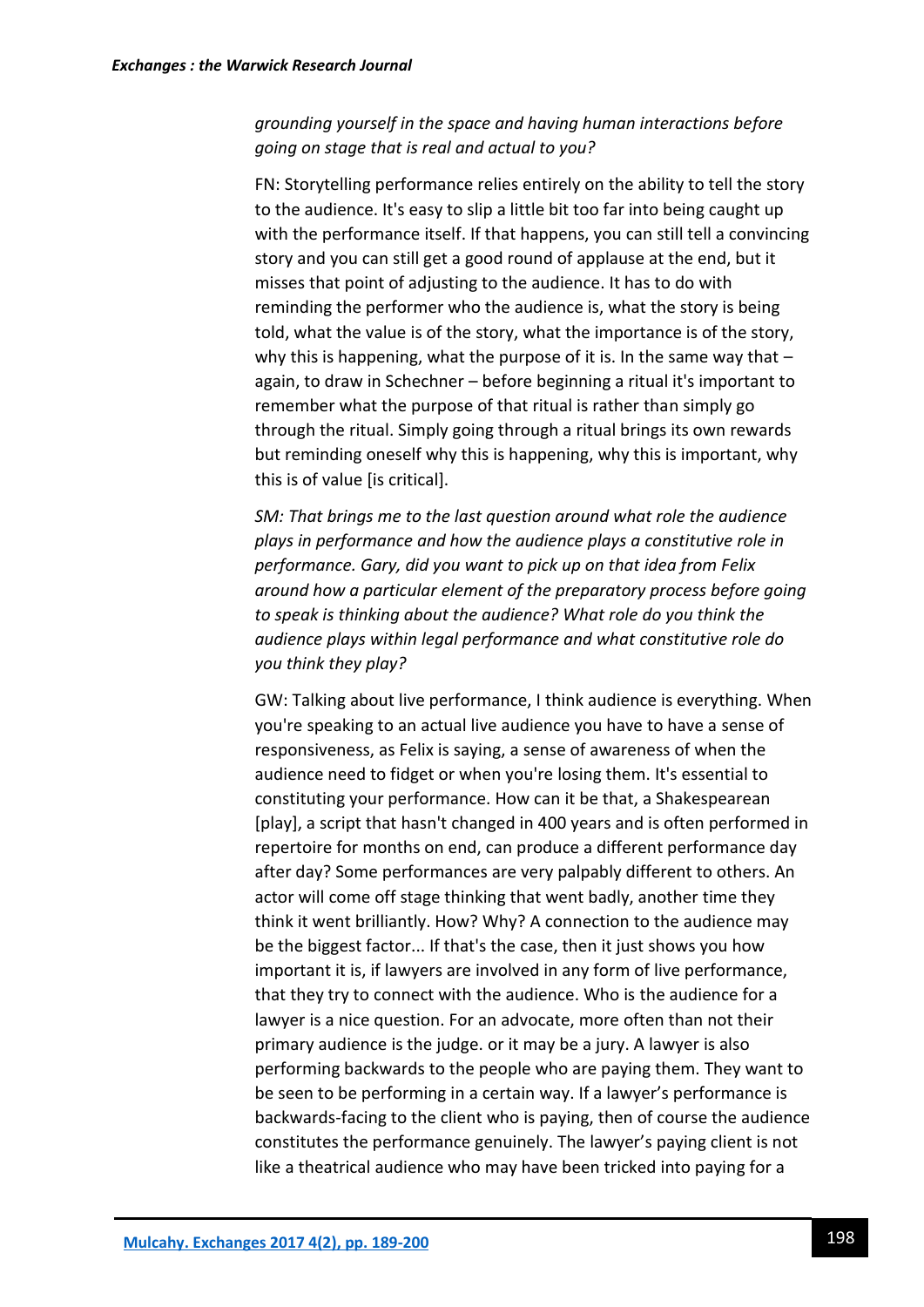*grounding yourself in the space and having human interactions before going on stage that is real and actual to you?*

FN: Storytelling performance relies entirely on the ability to tell the story to the audience. It's easy to slip a little bit too far into being caught up with the performance itself. If that happens, you can still tell a convincing story and you can still get a good round of applause at the end, but it misses that point of adjusting to the audience. It has to do with reminding the performer who the audience is, what the story is being told, what the value is of the story, what the importance is of the story, why this is happening, what the purpose of it is. In the same way that – again, to draw in Schechner – before beginning a ritual it's important to remember what the purpose of that ritual is rather than simply go through the ritual. Simply going through a ritual brings its own rewards but reminding oneself why this is happening, why this is important, why this is of value [is critical].

*SM: That brings me to the last question around what role the audience plays in performance and how the audience plays a constitutive role in performance. Gary, did you want to pick up on that idea from Felix around how a particular element of the preparatory process before going to speak is thinking about the audience? What role do you think the audience plays within legal performance and what constitutive role do you think they play?*

GW: Talking about live performance, I think audience is everything. When you're speaking to an actual live audience you have to have a sense of responsiveness, as Felix is saying, a sense of awareness of when the audience need to fidget or when you're losing them. It's essential to constituting your performance. How can it be that, a Shakespearean [play], a script that hasn't changed in 400 years and is often performed in repertoire for months on end, can produce a different performance day after day? Some performances are very palpably different to others. An actor will come off stage thinking that went badly, another time they think it went brilliantly. How? Why? A connection to the audience may be the biggest factor... If that's the case, then it just shows you how important it is, if lawyers are involved in any form of live performance, that they try to connect with the audience. Who is the audience for a lawyer is a nice question. For an advocate, more often than not their primary audience is the judge. or it may be a jury. A lawyer is also performing backwards to the people who are paying them. They want to be seen to be performing in a certain way. If a lawyer's performance is backwards-facing to the client who is paying, then of course the audience constitutes the performance genuinely. The lawyer's paying client is not like a theatrical audience who may have been tricked into paying for a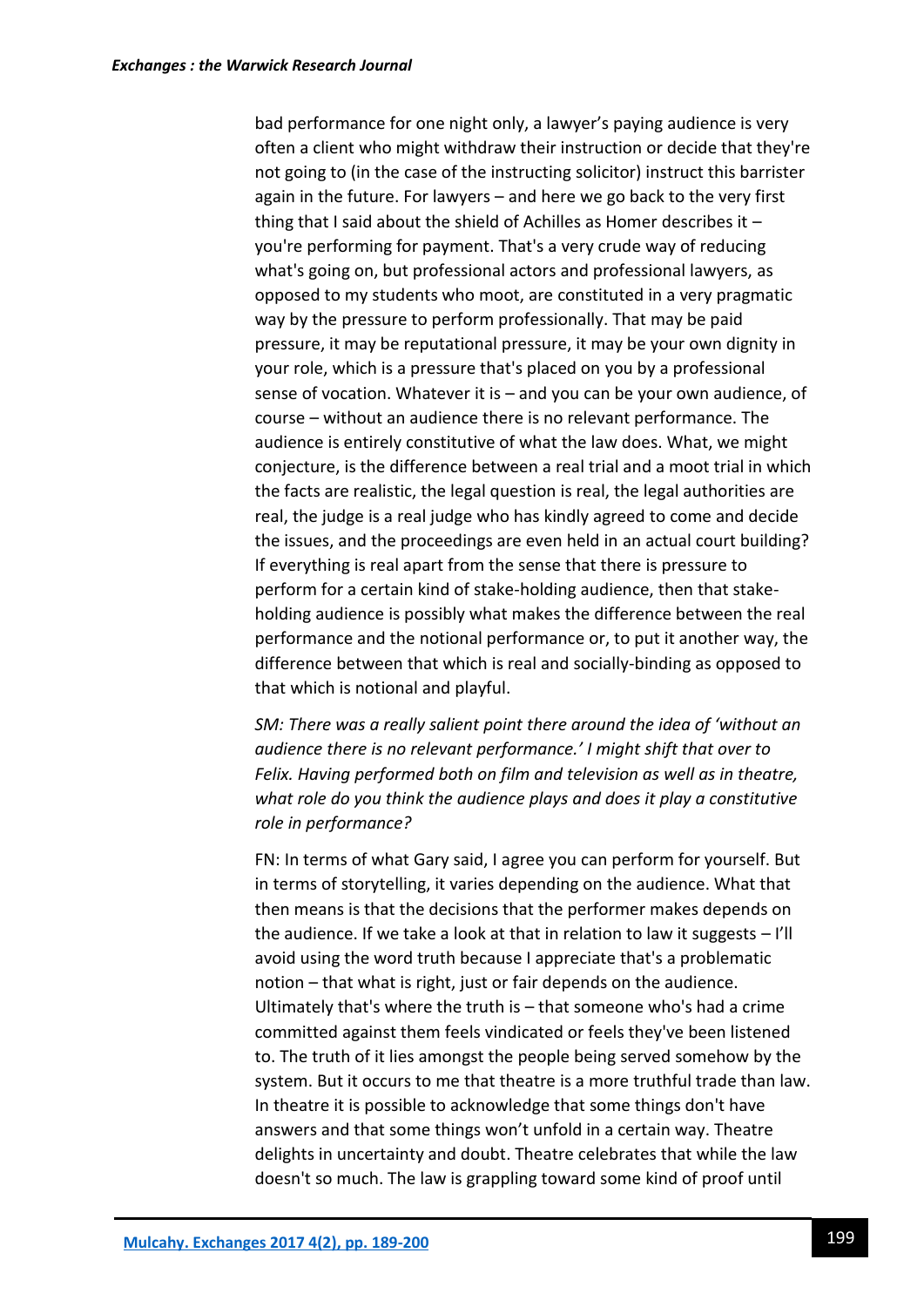bad performance for one night only, a lawyer's paying audience is very often a client who might withdraw their instruction or decide that they're not going to (in the case of the instructing solicitor) instruct this barrister again in the future. For lawyers – and here we go back to the very first thing that I said about the shield of Achilles as Homer describes it – you're performing for payment. That's a very crude way of reducing what's going on, but professional actors and professional lawyers, as opposed to my students who moot, are constituted in a very pragmatic way by the pressure to perform professionally. That may be paid pressure, it may be reputational pressure, it may be your own dignity in your role, which is a pressure that's placed on you by a professional sense of vocation. Whatever it is – and you can be your own audience, of course – without an audience there is no relevant performance. The audience is entirely constitutive of what the law does. What, we might conjecture, is the difference between a real trial and a moot trial in which the facts are realistic, the legal question is real, the legal authorities are real, the judge is a real judge who has kindly agreed to come and decide the issues, and the proceedings are even held in an actual court building? If everything is real apart from the sense that there is pressure to perform for a certain kind of stake-holding audience, then that stake-holding audience is possibly what makes the difference between the real performance and the notional performance or, to put it another way, the difference between that which is real and socially-binding as opposed to that which is notional and playful.

*SM: There was a really salient point there around the idea of 'without an audience there is no relevant performance.' I might shift that over to Felix. Having performed both on film and television as well as in theatre, what role do you think the audience plays and does it play a constitutive role in performance?*

FN: In terms of what Gary said, I agree you can perform for yourself. But in terms of storytelling, it varies depending on the audience. What that then means is that the decisions that the performer makes depends on the audience. If we take a look at that in relation to law it suggests – I'll avoid using the word truth because I appreciate that's a problematic notion – that what is right, just or fair depends on the audience. Ultimately that's where the truth is – that someone who's had a crime committed against them feels vindicated or feels they've been listened to. The truth of it lies amongst the people being served somehow by the system. But it occurs to me that theatre is a more truthful trade than law. In theatre it is possible to acknowledge that some things don't have answers and that some things won't unfold in a certain way. Theatre delights in uncertainty and doubt. Theatre celebrates that while the law doesn't so much. The law is grappling toward some kind of proof until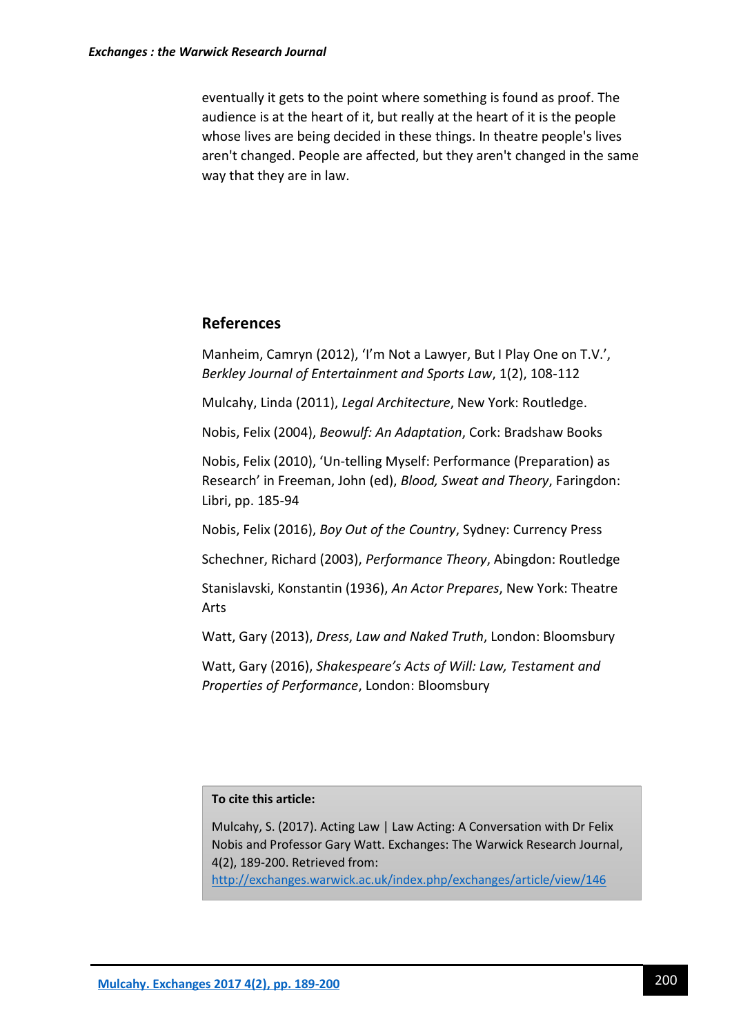eventually it gets to the point where something is found as proof. The audience is at the heart of it, but really at the heart of it is the people whose lives are being decided in these things. In theatre people's lives aren't changed. People are affected, but they aren't changed in the same way that they are in law.

## References

Manheim, Camryn (2012), 'I'm Not a Lawyer, But I Play One on T.V.', *Berkley Journal of Entertainment and Sports Law*, 1(2), 108-112

Mulcahy, Linda (2011), *Legal Architecture*, New York: Routledge.

Nobis, Felix (2004), *Beowulf: An Adaptation*, Cork: Bradshaw Books

Nobis, Felix (2010), 'Un-telling Myself: Performance (Preparation) as Research' in Freeman, John (ed), *Blood, Sweat and Theory*, Faringdon: Libri, pp. 185-94

Nobis, Felix (2016), *Boy Out of the Country*, Sydney: Currency Press

Schechner, Richard (2003), *Performance Theory*, Abingdon: Routledge

Stanislavski, Konstantin (1936), *An Actor Prepares*, New York: Theatre Arts

Watt, Gary (2013), *Dress, Law and Naked Truth*, London: Bloomsbury

Watt, Gary (2016), *Shakespeare's Acts of Will: Law, Testament and Properties of Performance*, London: Bloomsbury

**To cite this article:**

Mulcahy, S. (2017). Acting Law | Law Acting: A Conversation with Dr Felix Nobis and Professor Gary Watt. Exchanges: The Warwick Research Journal, 4(2), 189-200. Retrieved from: http://exchanges.warwick.ac.uk/index.php/exchanges/article/view/146